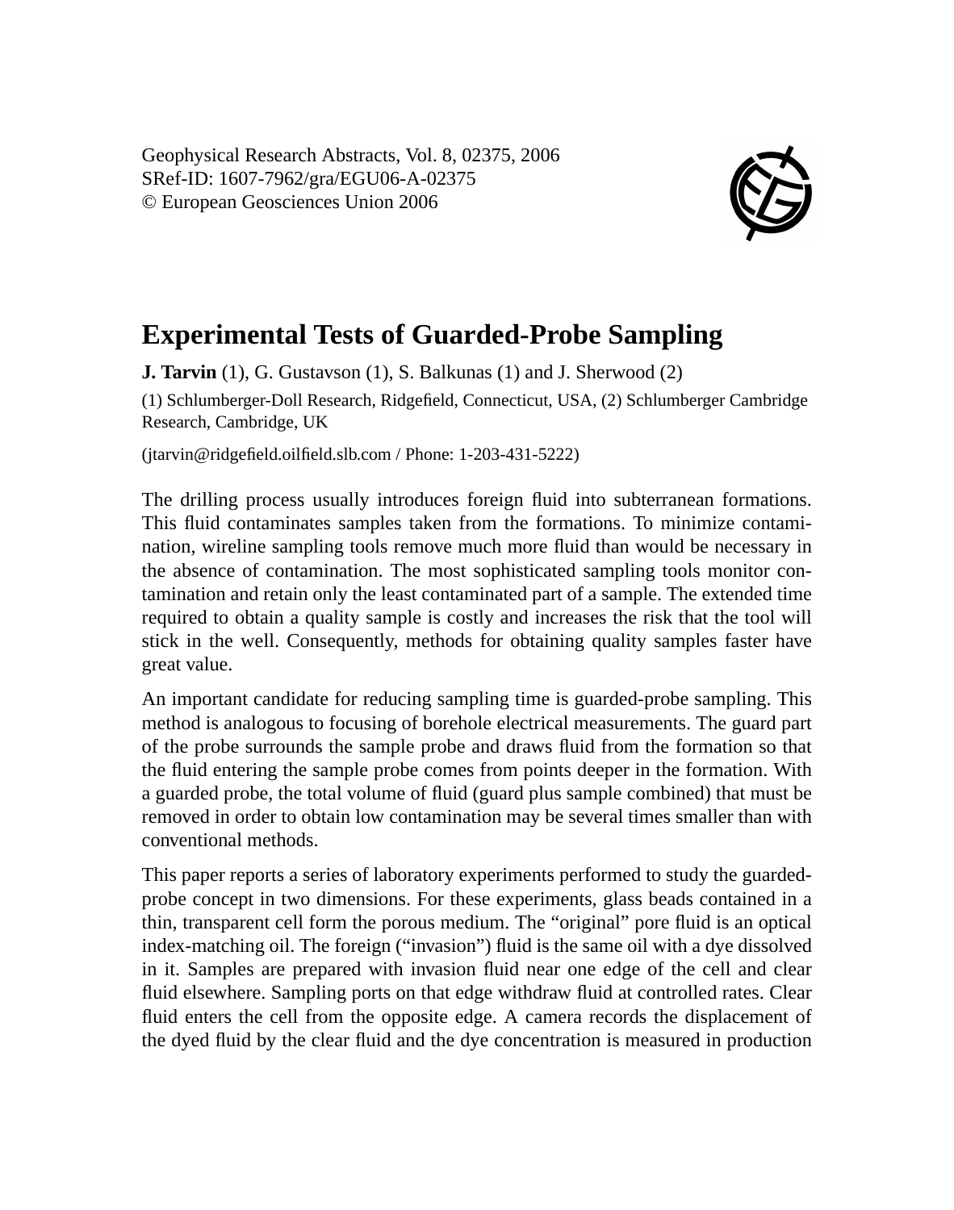Geophysical Research Abstracts, Vol. 8, 02375, 2006
SRef-ID: 1607-7962/gra/EGU06-A-02375
© European Geosciences Union 2006

# Experimental Tests of Guarded-Probe Sampling

**J. Tarvin** (1), G. Gustavson (1), S. Balkunas (1) and J. Sherwood (2)

(1) Schlumberger-Doll Research, Ridgefield, Connecticut, USA, (2) Schlumberger Cambridge Research, Cambridge, UK

(jtarvin@ridgefield.oilfield.slb.com / Phone: 1-203-431-5222)

The drilling process usually introduces foreign fluid into subterranean formations. This fluid contaminates samples taken from the formations. To minimize contamination, wireline sampling tools remove much more fluid than would be necessary in the absence of contamination. The most sophisticated sampling tools monitor contamination and retain only the least contaminated part of a sample. The extended time required to obtain a quality sample is costly and increases the risk that the tool will stick in the well. Consequently, methods for obtaining quality samples faster have great value.

An important candidate for reducing sampling time is guarded-probe sampling. This method is analogous to focusing of borehole electrical measurements. The guard part of the probe surrounds the sample probe and draws fluid from the formation so that the fluid entering the sample probe comes from points deeper in the formation. With a guarded probe, the total volume of fluid (guard plus sample combined) that must be removed in order to obtain low contamination may be several times smaller than with conventional methods.

This paper reports a series of laboratory experiments performed to study the guarded-probe concept in two dimensions. For these experiments, glass beads contained in a thin, transparent cell form the porous medium. The "original" pore fluid is an optical index-matching oil. The foreign ("invasion") fluid is the same oil with a dye dissolved in it. Samples are prepared with invasion fluid near one edge of the cell and clear fluid elsewhere. Sampling ports on that edge withdraw fluid at controlled rates. Clear fluid enters the cell from the opposite edge. A camera records the displacement of the dyed fluid by the clear fluid and the dye concentration is measured in production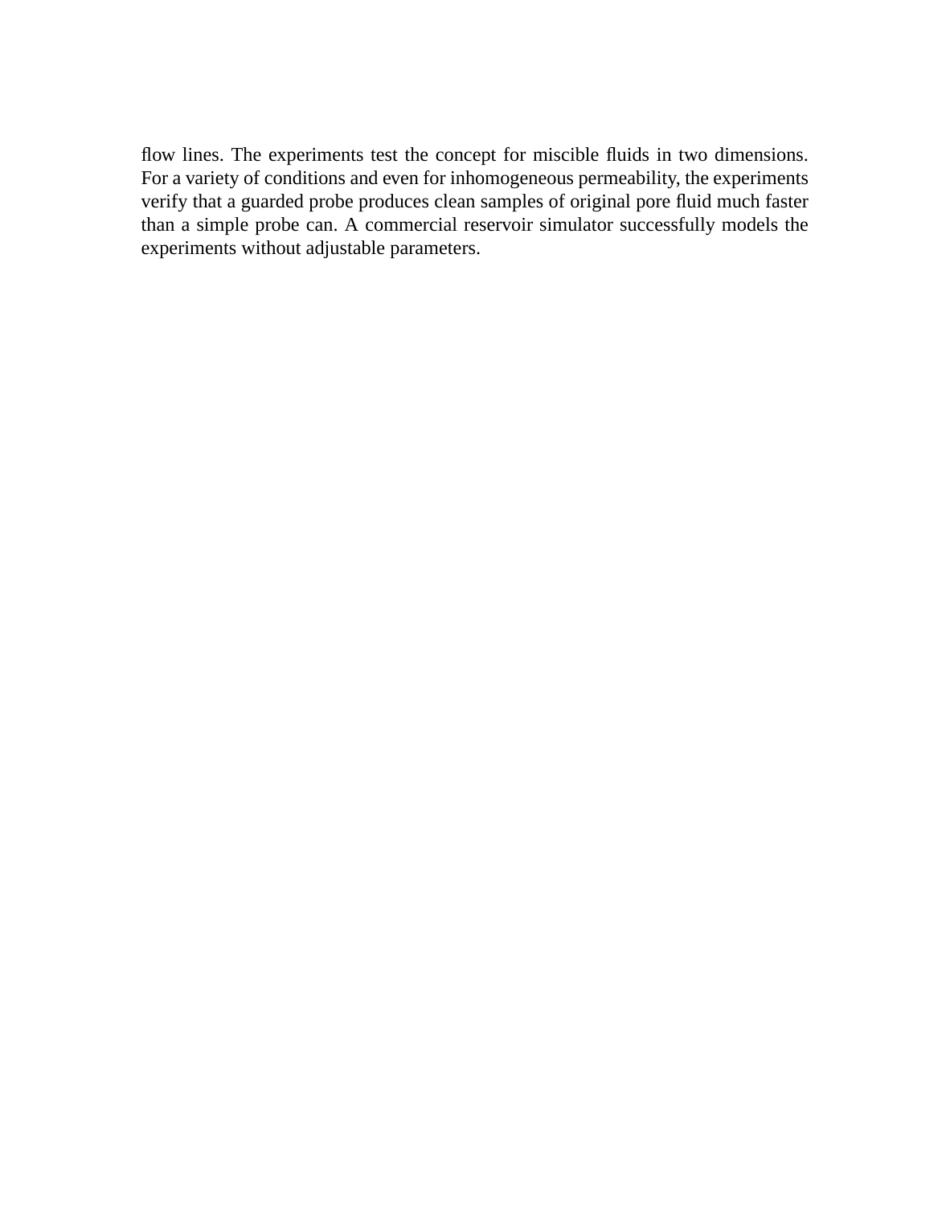flow lines. The experiments test the concept for miscible fluids in two dimensions. For a variety of conditions and even for inhomogeneous permeability, the experiments verify that a guarded probe produces clean samples of original pore fluid much faster than a simple probe can. A commercial reservoir simulator successfully models the experiments without adjustable parameters.